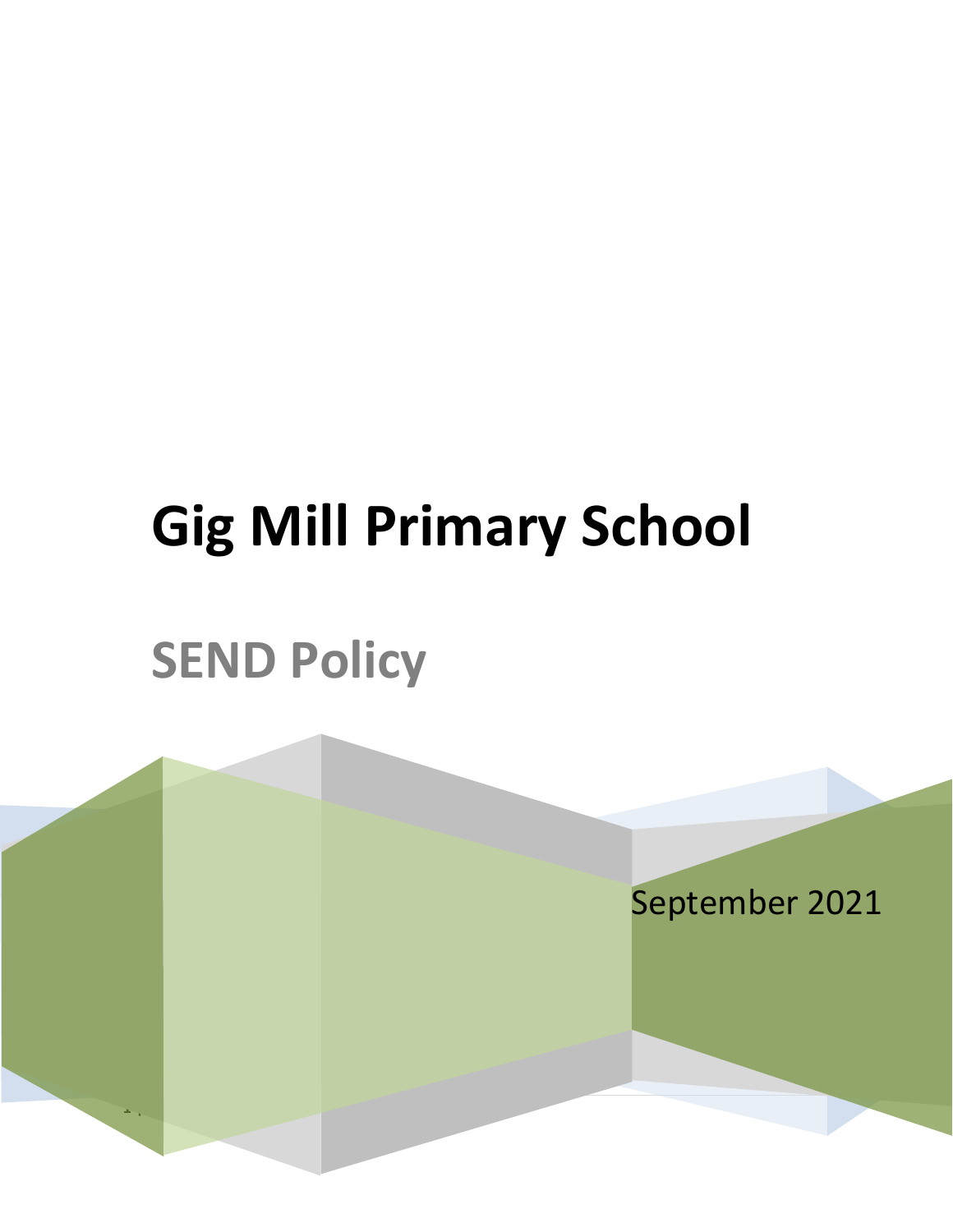# Gig Mill Primary School

## SEND Policy

September 2021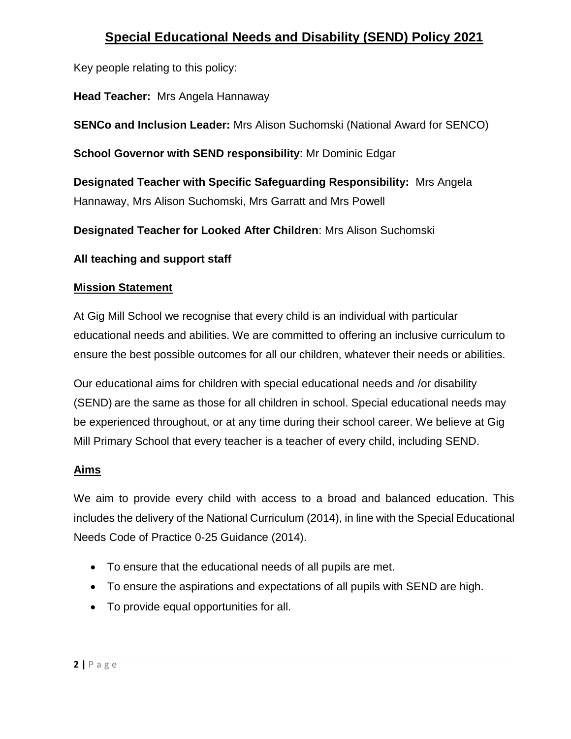# Special Educational Needs and Disability (SEND) Policy 2021

Key people relating to this policy:

**Head Teacher:** Mrs Angela Hannaway

**SENCo and Inclusion Leader:** Mrs Alison Suchomski (National Award for SENCO)

**School Governor with SEND responsibility**: Mr Dominic Edgar

**Designated Teacher with Specific Safeguarding Responsibility:** Mrs Angela Hannaway, Mrs Alison Suchomski, Mrs Garratt and Mrs Powell

**Designated Teacher for Looked After Children**: Mrs Alison Suchomski

**All teaching and support staff**

## Mission Statement

At Gig Mill School we recognise that every child is an individual with particular educational needs and abilities. We are committed to offering an inclusive curriculum to ensure the best possible outcomes for all our children, whatever their needs or abilities.

Our educational aims for children with special educational needs and /or disability (SEND) are the same as those for all children in school. Special educational needs may be experienced throughout, or at any time during their school career. We believe at Gig Mill Primary School that every teacher is a teacher of every child, including SEND.

## Aims

We aim to provide every child with access to a broad and balanced education. This includes the delivery of the National Curriculum (2014), in line with the Special Educational Needs Code of Practice 0-25 Guidance (2014).

- To ensure that the educational needs of all pupils are met.
- To ensure the aspirations and expectations of all pupils with SEND are high.
- To provide equal opportunities for all.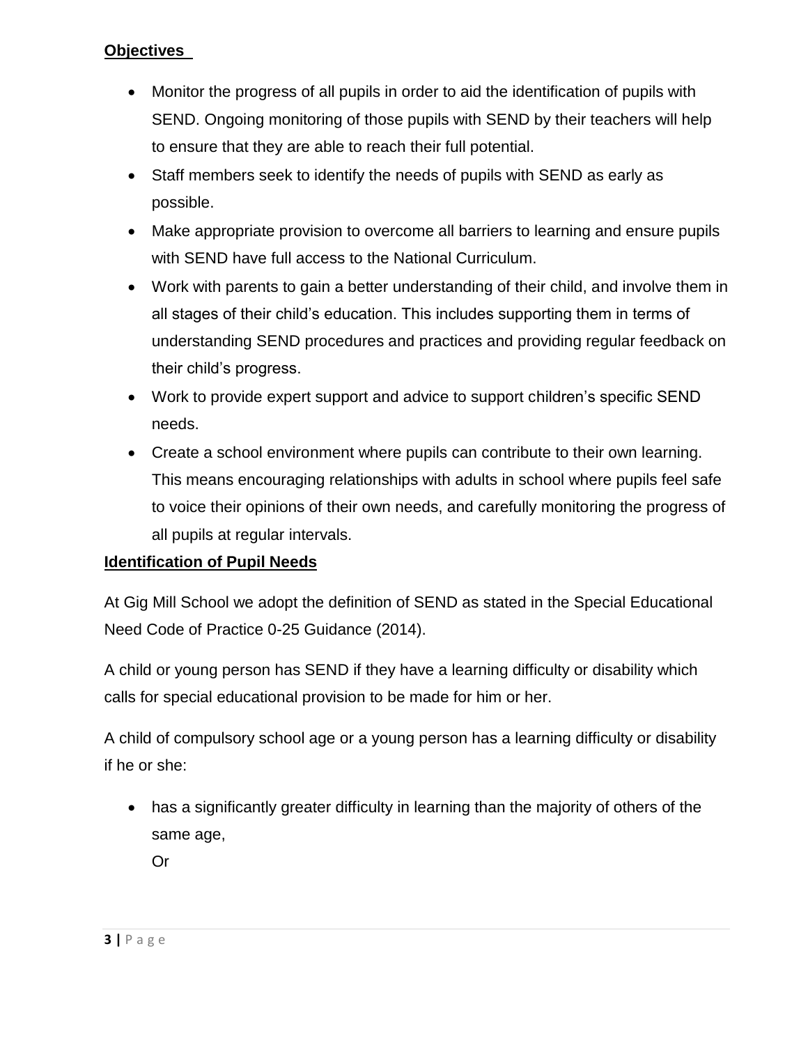**Objectives**

- Monitor the progress of all pupils in order to aid the identification of pupils with SEND. Ongoing monitoring of those pupils with SEND by their teachers will help to ensure that they are able to reach their full potential.
- Staff members seek to identify the needs of pupils with SEND as early as possible.
- Make appropriate provision to overcome all barriers to learning and ensure pupils with SEND have full access to the National Curriculum.
- Work with parents to gain a better understanding of their child, and involve them in all stages of their child's education. This includes supporting them in terms of understanding SEND procedures and practices and providing regular feedback on their child's progress.
- Work to provide expert support and advice to support children's specific SEND needs.
- Create a school environment where pupils can contribute to their own learning. This means encouraging relationships with adults in school where pupils feel safe to voice their opinions of their own needs, and carefully monitoring the progress of all pupils at regular intervals.

**Identification of Pupil Needs**

At Gig Mill School we adopt the definition of SEND as stated in the Special Educational Need Code of Practice 0-25 Guidance (2014).

A child or young person has SEND if they have a learning difficulty or disability which calls for special educational provision to be made for him or her.

A child of compulsory school age or a young person has a learning difficulty or disability if he or she:

- has a significantly greater difficulty in learning than the majority of others of the same age,

  Or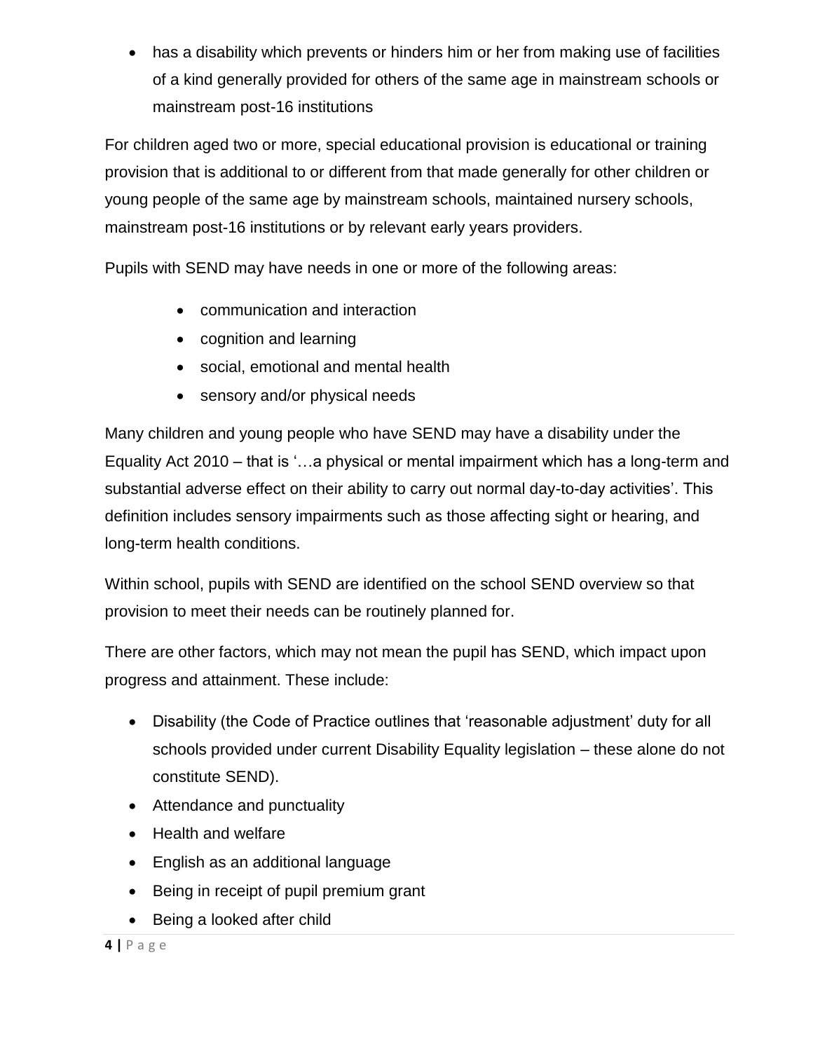- has a disability which prevents or hinders him or her from making use of facilities of a kind generally provided for others of the same age in mainstream schools or mainstream post-16 institutions

For children aged two or more, special educational provision is educational or training provision that is additional to or different from that made generally for other children or young people of the same age by mainstream schools, maintained nursery schools, mainstream post-16 institutions or by relevant early years providers.

Pupils with SEND may have needs in one or more of the following areas:

- communication and interaction
- cognition and learning
- social, emotional and mental health
- sensory and/or physical needs

Many children and young people who have SEND may have a disability under the Equality Act 2010 – that is '…a physical or mental impairment which has a long-term and substantial adverse effect on their ability to carry out normal day-to-day activities'. This definition includes sensory impairments such as those affecting sight or hearing, and long-term health conditions.

Within school, pupils with SEND are identified on the school SEND overview so that provision to meet their needs can be routinely planned for.

There are other factors, which may not mean the pupil has SEND, which impact upon progress and attainment. These include:

- Disability (the Code of Practice outlines that 'reasonable adjustment' duty for all schools provided under current Disability Equality legislation – these alone do not constitute SEND).
- Attendance and punctuality
- Health and welfare
- English as an additional language
- Being in receipt of pupil premium grant
- Being a looked after child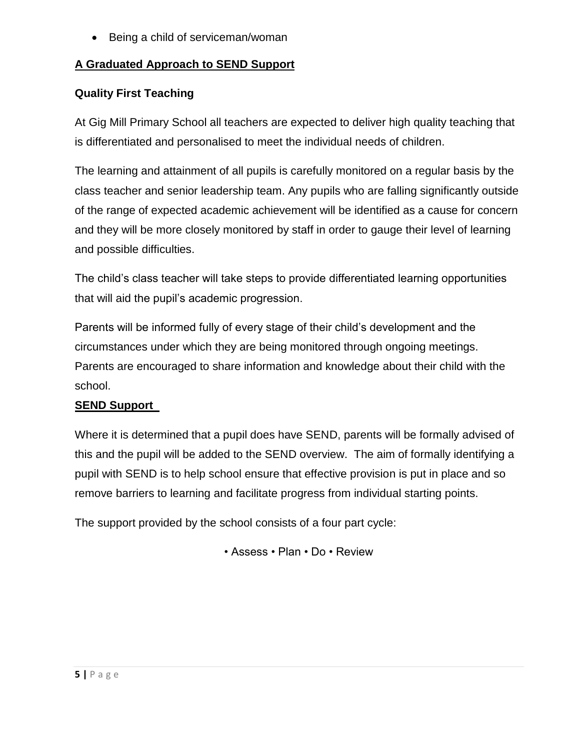- Being a child of serviceman/woman

## A Graduated Approach to SEND Support

### Quality First Teaching

At Gig Mill Primary School all teachers are expected to deliver high quality teaching that is differentiated and personalised to meet the individual needs of children.

The learning and attainment of all pupils is carefully monitored on a regular basis by the class teacher and senior leadership team. Any pupils who are falling significantly outside of the range of expected academic achievement will be identified as a cause for concern and they will be more closely monitored by staff in order to gauge their level of learning and possible difficulties.

The child's class teacher will take steps to provide differentiated learning opportunities that will aid the pupil's academic progression.

Parents will be informed fully of every stage of their child's development and the circumstances under which they are being monitored through ongoing meetings. Parents are encouraged to share information and knowledge about their child with the school.

## SEND Support

Where it is determined that a pupil does have SEND, parents will be formally advised of this and the pupil will be added to the SEND overview. The aim of formally identifying a pupil with SEND is to help school ensure that effective provision is put in place and so remove barriers to learning and facilitate progress from individual starting points.

The support provided by the school consists of a four part cycle:

• Assess • Plan • Do • Review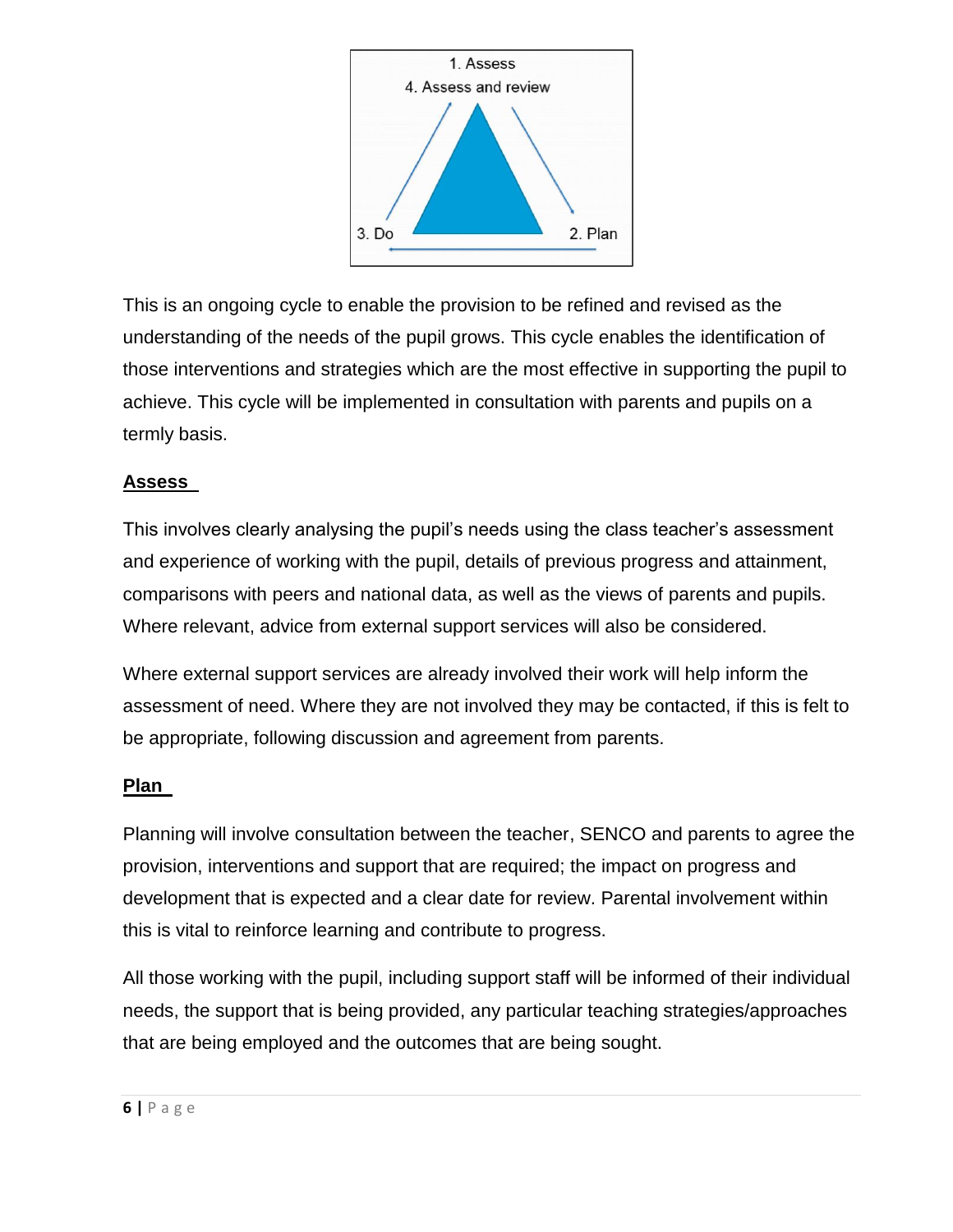1. Assess
4. Assess and review
3. Do
2. Plan

This is an ongoing cycle to enable the provision to be refined and revised as the understanding of the needs of the pupil grows. This cycle enables the identification of those interventions and strategies which are the most effective in supporting the pupil to achieve. This cycle will be implemented in consultation with parents and pupils on a termly basis.

**Assess**

This involves clearly analysing the pupil's needs using the class teacher's assessment and experience of working with the pupil, details of previous progress and attainment, comparisons with peers and national data, as well as the views of parents and pupils. Where relevant, advice from external support services will also be considered.

Where external support services are already involved their work will help inform the assessment of need. Where they are not involved they may be contacted, if this is felt to be appropriate, following discussion and agreement from parents.

**Plan**

Planning will involve consultation between the teacher, SENCO and parents to agree the provision, interventions and support that are required; the impact on progress and development that is expected and a clear date for review. Parental involvement within this is vital to reinforce learning and contribute to progress.

All those working with the pupil, including support staff will be informed of their individual needs, the support that is being provided, any particular teaching strategies/approaches that are being employed and the outcomes that are being sought.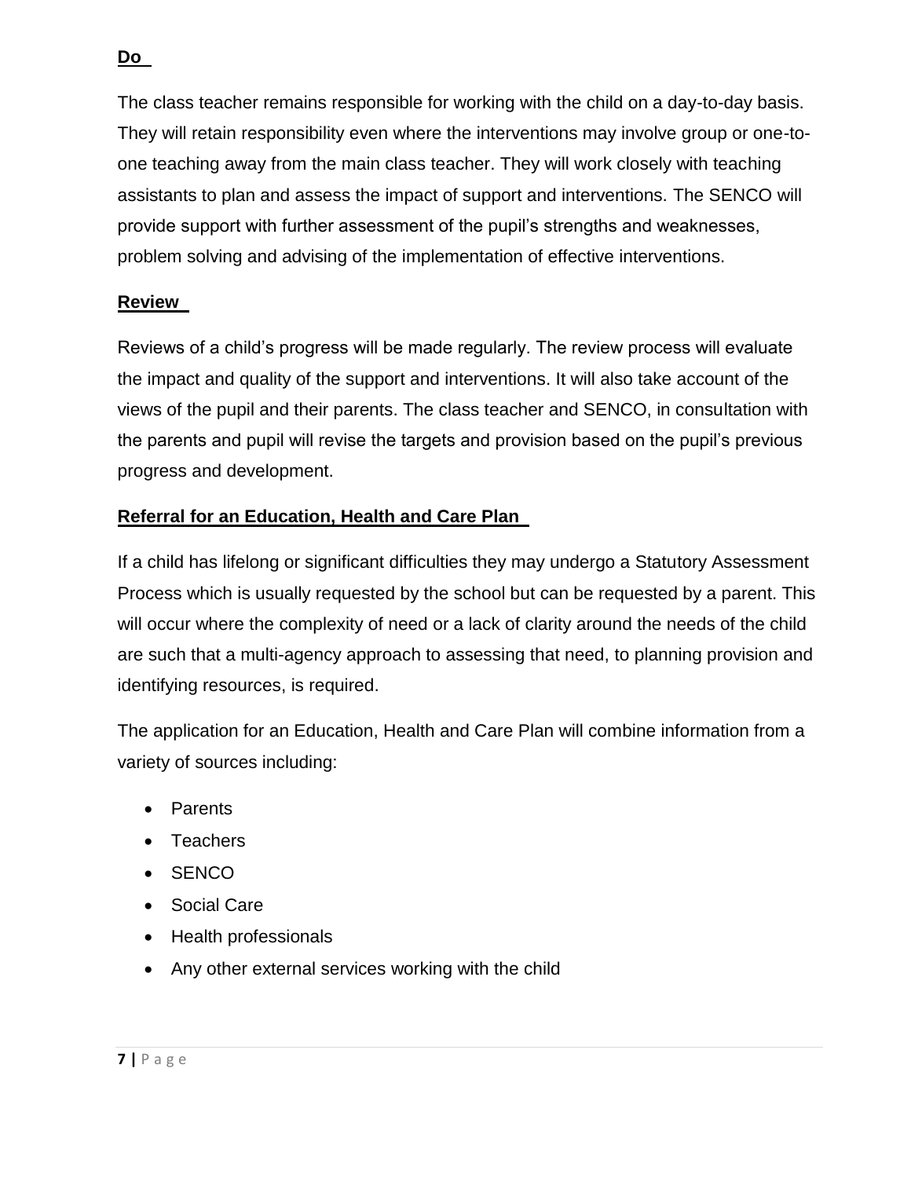**Do**

The class teacher remains responsible for working with the child on a day-to-day basis. They will retain responsibility even where the interventions may involve group or one-to-one teaching away from the main class teacher. They will work closely with teaching assistants to plan and assess the impact of support and interventions. The SENCO will provide support with further assessment of the pupil's strengths and weaknesses, problem solving and advising of the implementation of effective interventions.

**Review**

Reviews of a child's progress will be made regularly. The review process will evaluate the impact and quality of the support and interventions. It will also take account of the views of the pupil and their parents. The class teacher and SENCO, in consultation with the parents and pupil will revise the targets and provision based on the pupil's previous progress and development.

**Referral for an Education, Health and Care Plan**

If a child has lifelong or significant difficulties they may undergo a Statutory Assessment Process which is usually requested by the school but can be requested by a parent. This will occur where the complexity of need or a lack of clarity around the needs of the child are such that a multi-agency approach to assessing that need, to planning provision and identifying resources, is required.

The application for an Education, Health and Care Plan will combine information from a variety of sources including:

- Parents
- Teachers
- SENCO
- Social Care
- Health professionals
- Any other external services working with the child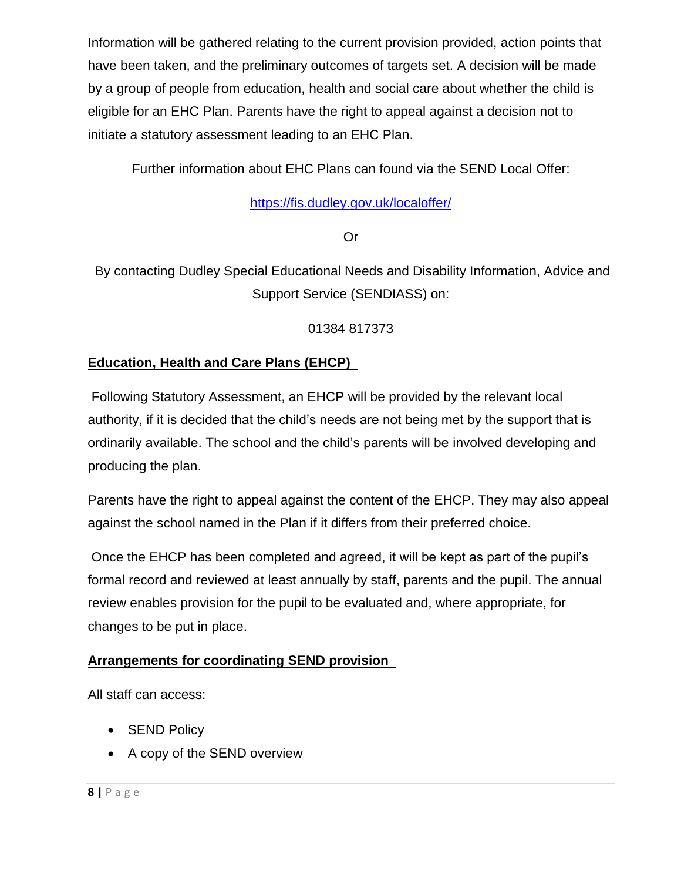Information will be gathered relating to the current provision provided, action points that have been taken, and the preliminary outcomes of targets set. A decision will be made by a group of people from education, health and social care about whether the child is eligible for an EHC Plan. Parents have the right to appeal against a decision not to initiate a statutory assessment leading to an EHC Plan.

Further information about EHC Plans can found via the SEND Local Offer:

https://fis.dudley.gov.uk/localoffer/

Or

By contacting Dudley Special Educational Needs and Disability Information, Advice and Support Service (SENDIASS) on:

01384 817373

**Education, Health and Care Plans (EHCP)**

Following Statutory Assessment, an EHCP will be provided by the relevant local authority, if it is decided that the child's needs are not being met by the support that is ordinarily available. The school and the child's parents will be involved developing and producing the plan.

Parents have the right to appeal against the content of the EHCP. They may also appeal against the school named in the Plan if it differs from their preferred choice.

Once the EHCP has been completed and agreed, it will be kept as part of the pupil's formal record and reviewed at least annually by staff, parents and the pupil. The annual review enables provision for the pupil to be evaluated and, where appropriate, for changes to be put in place.

**Arrangements for coordinating SEND provision**

All staff can access:

- SEND Policy
- A copy of the SEND overview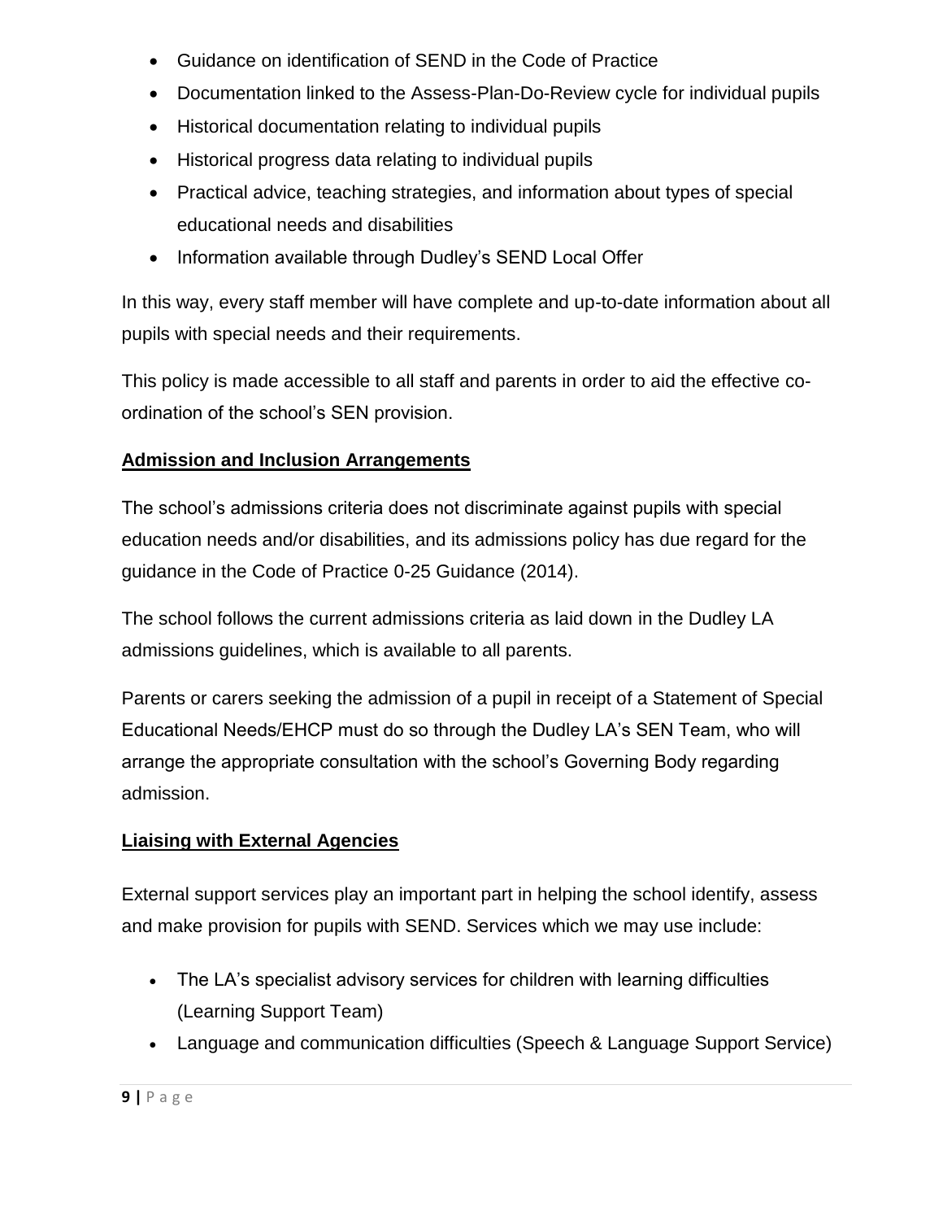- Guidance on identification of SEND in the Code of Practice
- Documentation linked to the Assess-Plan-Do-Review cycle for individual pupils
- Historical documentation relating to individual pupils
- Historical progress data relating to individual pupils
- Practical advice, teaching strategies, and information about types of special educational needs and disabilities
- Information available through Dudley's SEND Local Offer

In this way, every staff member will have complete and up-to-date information about all pupils with special needs and their requirements.

This policy is made accessible to all staff and parents in order to aid the effective co-ordination of the school's SEN provision.

## Admission and Inclusion Arrangements

The school's admissions criteria does not discriminate against pupils with special education needs and/or disabilities, and its admissions policy has due regard for the guidance in the Code of Practice 0-25 Guidance (2014).

The school follows the current admissions criteria as laid down in the Dudley LA admissions guidelines, which is available to all parents.

Parents or carers seeking the admission of a pupil in receipt of a Statement of Special Educational Needs/EHCP must do so through the Dudley LA's SEN Team, who will arrange the appropriate consultation with the school's Governing Body regarding admission.

## Liaising with External Agencies

External support services play an important part in helping the school identify, assess and make provision for pupils with SEND. Services which we may use include:

- The LA's specialist advisory services for children with learning difficulties (Learning Support Team)
- Language and communication difficulties (Speech & Language Support Service)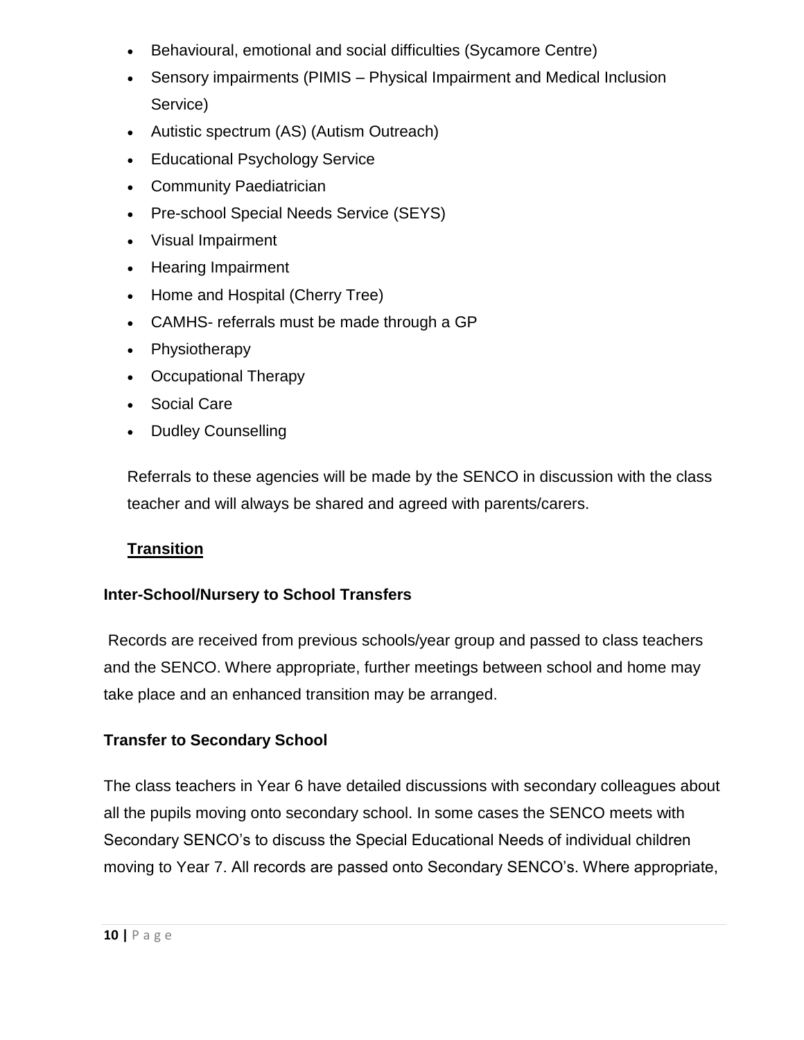- Behavioural, emotional and social difficulties (Sycamore Centre)
- Sensory impairments (PIMIS – Physical Impairment and Medical Inclusion Service)
- Autistic spectrum (AS) (Autism Outreach)
- Educational Psychology Service
- Community Paediatrician
- Pre-school Special Needs Service (SEYS)
- Visual Impairment
- Hearing Impairment
- Home and Hospital (Cherry Tree)
- CAMHS- referrals must be made through a GP
- Physiotherapy
- Occupational Therapy
- Social Care
- Dudley Counselling

Referrals to these agencies will be made by the SENCO in discussion with the class teacher and will always be shared and agreed with parents/carers.

## Transition

### Inter-School/Nursery to School Transfers

Records are received from previous schools/year group and passed to class teachers and the SENCO. Where appropriate, further meetings between school and home may take place and an enhanced transition may be arranged.

### Transfer to Secondary School

The class teachers in Year 6 have detailed discussions with secondary colleagues about all the pupils moving onto secondary school. In some cases the SENCO meets with Secondary SENCO's to discuss the Special Educational Needs of individual children moving to Year 7. All records are passed onto Secondary SENCO's. Where appropriate,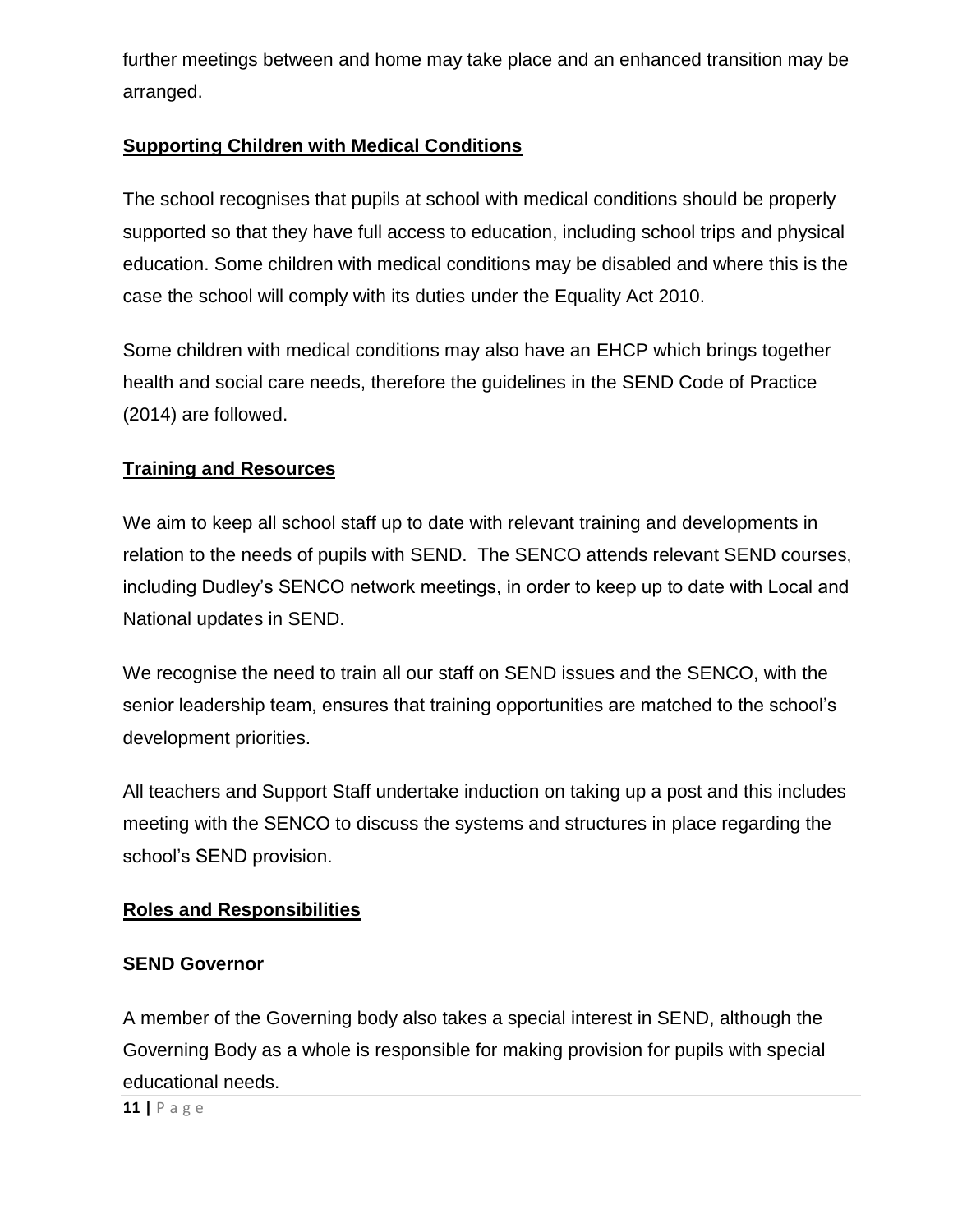further meetings between and home may take place and an enhanced transition may be arranged.

## Supporting Children with Medical Conditions

The school recognises that pupils at school with medical conditions should be properly supported so that they have full access to education, including school trips and physical education. Some children with medical conditions may be disabled and where this is the case the school will comply with its duties under the Equality Act 2010.

Some children with medical conditions may also have an EHCP which brings together health and social care needs, therefore the guidelines in the SEND Code of Practice (2014) are followed.

## Training and Resources

We aim to keep all school staff up to date with relevant training and developments in relation to the needs of pupils with SEND. The SENCO attends relevant SEND courses, including Dudley's SENCO network meetings, in order to keep up to date with Local and National updates in SEND.

We recognise the need to train all our staff on SEND issues and the SENCO, with the senior leadership team, ensures that training opportunities are matched to the school's development priorities.

All teachers and Support Staff undertake induction on taking up a post and this includes meeting with the SENCO to discuss the systems and structures in place regarding the school's SEND provision.

## Roles and Responsibilities

### SEND Governor

A member of the Governing body also takes a special interest in SEND, although the Governing Body as a whole is responsible for making provision for pupils with special educational needs.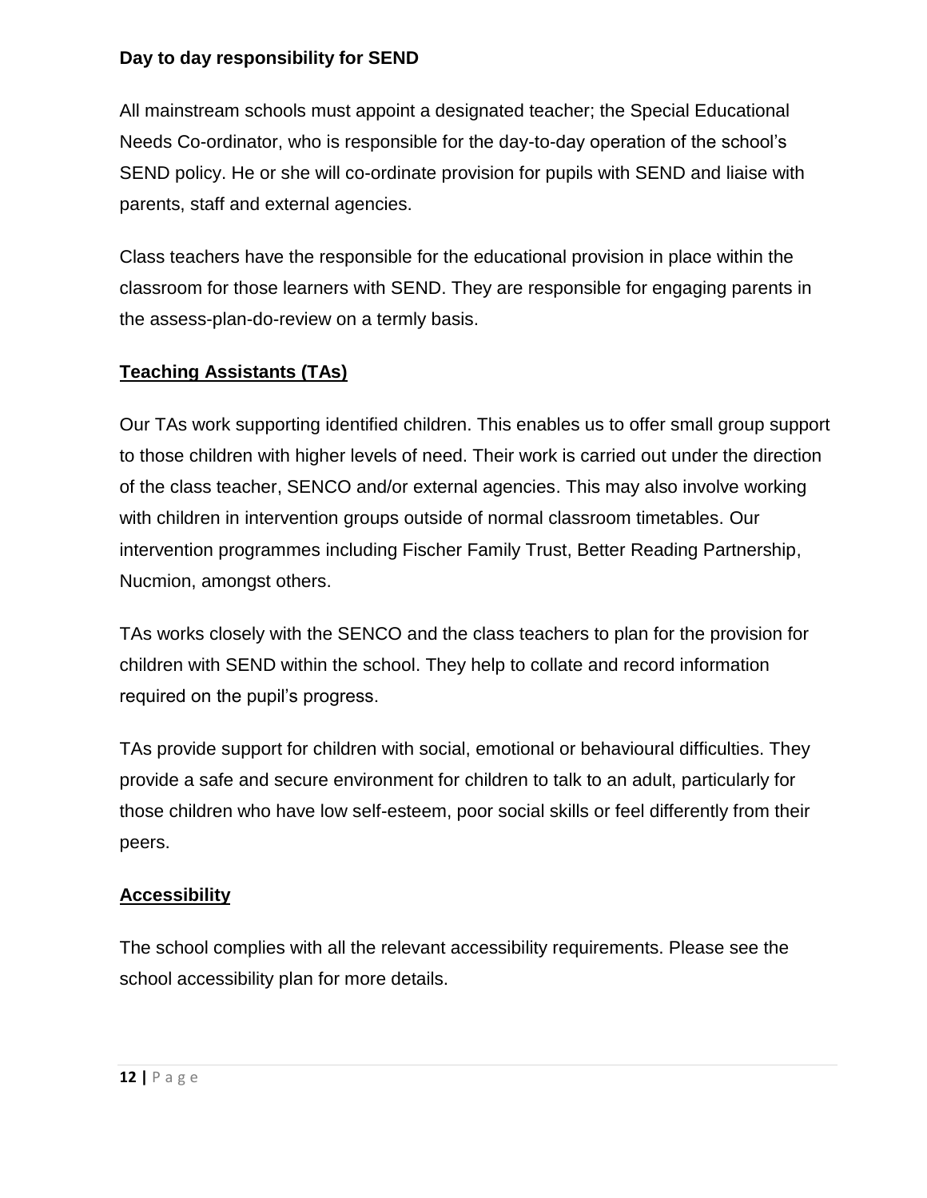**Day to day responsibility for SEND**

All mainstream schools must appoint a designated teacher; the Special Educational Needs Co-ordinator, who is responsible for the day-to-day operation of the school's SEND policy. He or she will co-ordinate provision for pupils with SEND and liaise with parents, staff and external agencies.

Class teachers have the responsible for the educational provision in place within the classroom for those learners with SEND. They are responsible for engaging parents in the assess-plan-do-review on a termly basis.

## Teaching Assistants (TAs)

Our TAs work supporting identified children. This enables us to offer small group support to those children with higher levels of need. Their work is carried out under the direction of the class teacher, SENCO and/or external agencies. This may also involve working with children in intervention groups outside of normal classroom timetables. Our intervention programmes including Fischer Family Trust, Better Reading Partnership, Nucmion, amongst others.

TAs works closely with the SENCO and the class teachers to plan for the provision for children with SEND within the school. They help to collate and record information required on the pupil's progress.

TAs provide support for children with social, emotional or behavioural difficulties. They provide a safe and secure environment for children to talk to an adult, particularly for those children who have low self-esteem, poor social skills or feel differently from their peers.

## Accessibility

The school complies with all the relevant accessibility requirements. Please see the school accessibility plan for more details.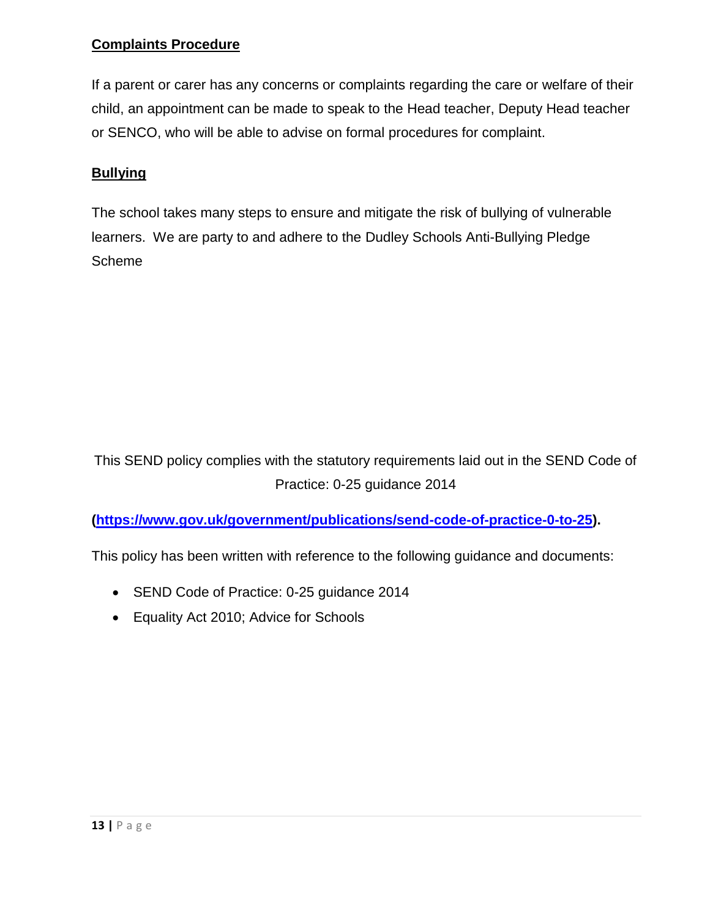**Complaints Procedure**

If a parent or carer has any concerns or complaints regarding the care or welfare of their child, an appointment can be made to speak to the Head teacher, Deputy Head teacher or SENCO, who will be able to advise on formal procedures for complaint.

**Bullying**

The school takes many steps to ensure and mitigate the risk of bullying of vulnerable learners. We are party to and adhere to the Dudley Schools Anti-Bullying Pledge Scheme

This SEND policy complies with the statutory requirements laid out in the SEND Code of Practice: 0-25 guidance 2014

**([https://www.gov.uk/government/publications/send-code-of-practice-0-to-25](https://www.gov.uk/government/publications/send-code-of-practice-0-to-25)).**

This policy has been written with reference to the following guidance and documents:

- SEND Code of Practice: 0-25 guidance 2014
- Equality Act 2010; Advice for Schools